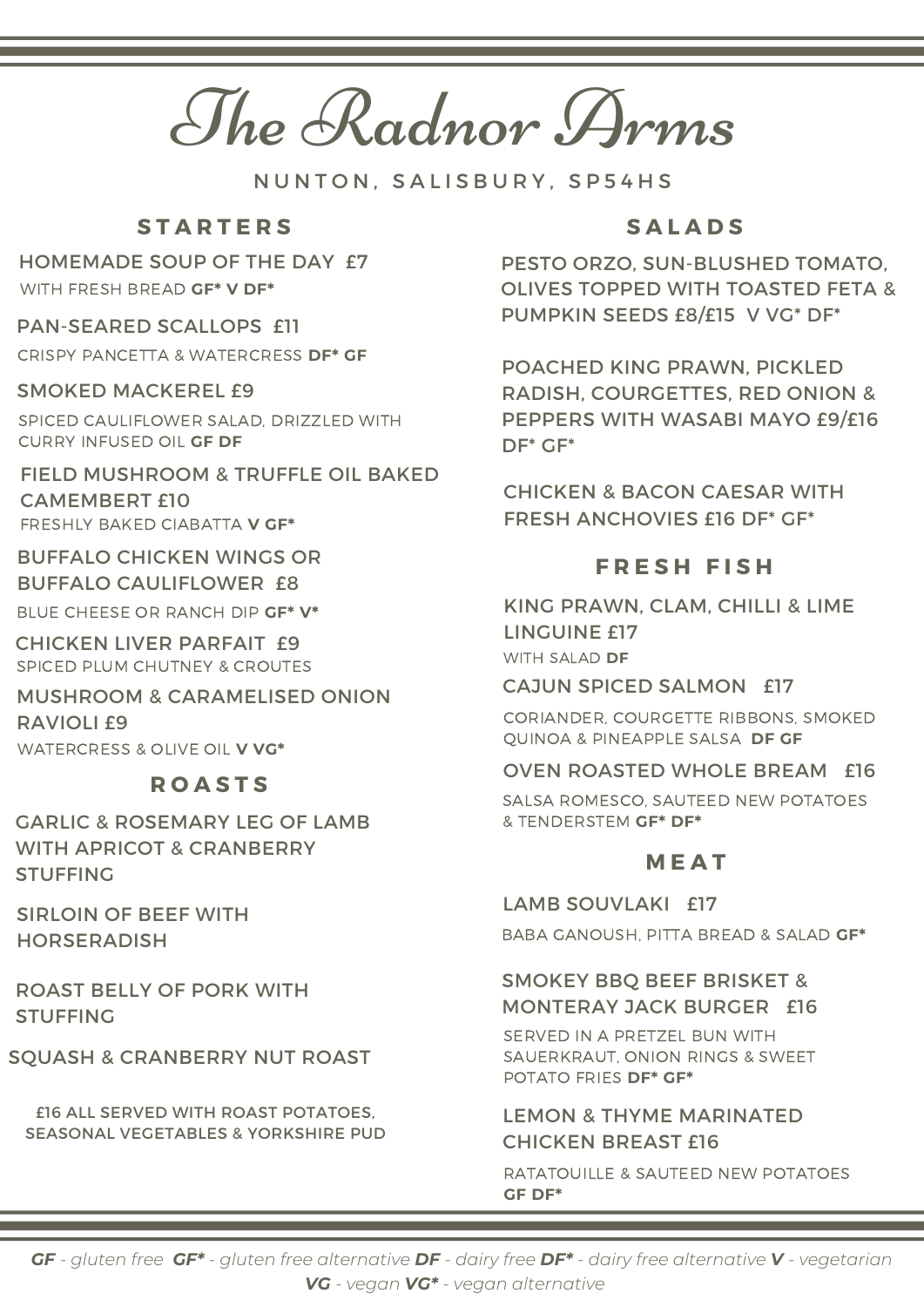# The Radnor Arms

NUNTON, SALISBURY, SP54HS

## STARTERS

**HOMEMADE SOUP OF THE DAY £7**
WITH FRESH BREAD **GF* V DF***

**PAN-SEARED SCALLOPS £11**
CRISPY PANCETTA & WATERCRESS **DF* GF**

**SMOKED MACKEREL £9**
SPICED CAULIFLOWER SALAD, DRIZZLED WITH CURRY INFUSED OIL **GF DF**

**FIELD MUSHROOM & TRUFFLE OIL BAKED CAMEMBERT £10**
FRESHLY BAKED CIABATTA **V GF***

**BUFFALO CHICKEN WINGS OR BUFFALO CAULIFLOWER £8**
BLUE CHEESE OR RANCH DIP **GF* V***

**CHICKEN LIVER PARFAIT £9**
SPICED PLUM CHUTNEY & CROUTES

**MUSHROOM & CARAMELISED ONION RAVIOLI £9**
WATERCRESS & OLIVE OIL **V VG***

## ROASTS

**GARLIC & ROSEMARY LEG OF LAMB WITH APRICOT & CRANBERRY STUFFING**

**SIRLOIN OF BEEF WITH HORSERADISH**

**ROAST BELLY OF PORK WITH STUFFING**

**SQUASH & CRANBERRY NUT ROAST**

£16 ALL SERVED WITH ROAST POTATOES, SEASONAL VEGETABLES & YORKSHIRE PUD

## SALADS

**PESTO ORZO, SUN-BLUSHED TOMATO, OLIVES TOPPED WITH TOASTED FETA & PUMPKIN SEEDS £8/£15 V VG* DF***

**POACHED KING PRAWN, PICKLED RADISH, COURGETTES, RED ONION & PEPPERS WITH WASABI MAYO £9/£16 DF* GF***

**CHICKEN & BACON CAESAR WITH FRESH ANCHOVIES £16 DF* GF***

## FRESH FISH

**KING PRAWN, CLAM, CHILLI & LIME LINGUINE £17**
WITH SALAD **DF**

**CAJUN SPICED SALMON £17**
CORIANDER, COURGETTE RIBBONS, SMOKED QUINOA & PINEAPPLE SALSA **DF GF**

**OVEN ROASTED WHOLE BREAM £16**
SALSA ROMESCO, SAUTEED NEW POTATOES & TENDERSTEM **GF* DF***

## MEAT

**LAMB SOUVLAKI £17**
BABA GANOUSH, PITTA BREAD & SALAD **GF***

**SMOKEY BBQ BEEF BRISKET & MONTERAY JACK BURGER £16**
SERVED IN A PRETZEL BUN WITH SAUERKRAUT, ONION RINGS & SWEET POTATO FRIES **DF* GF***

**LEMON & THYME MARINATED CHICKEN BREAST £16**
RATATOUILLE & SAUTEED NEW POTATOES **GF DF***

***GF*** *- gluten free* ***GF**** *- gluten free alternative* ***DF*** *- dairy free* ***DF**** *- dairy free alternative* ***V*** *- vegetarian* ***VG*** *- vegan* ***VG**** *- vegan alternative*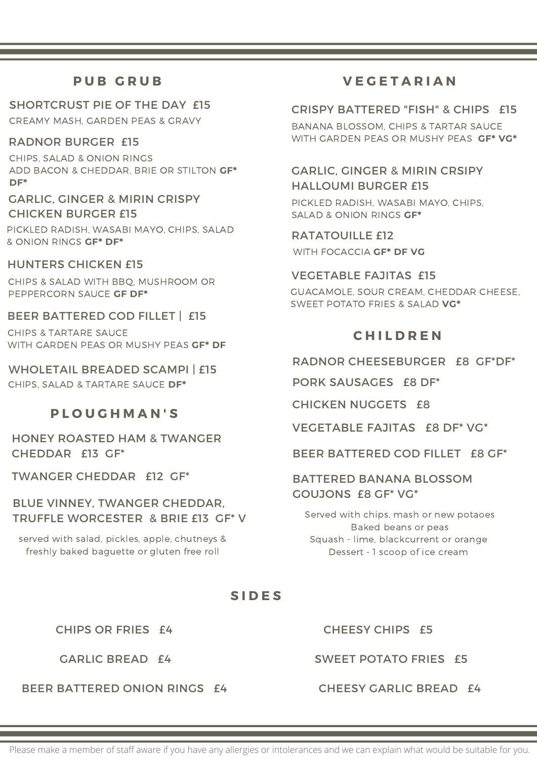## PUB GRUB

**SHORTCRUST PIE OF THE DAY £15**
CREAMY MASH, GARDEN PEAS & GRAVY

**RADNOR BURGER £15**
CHIPS, SALAD & ONION RINGS
ADD BACON & CHEDDAR, BRIE OR STILTON **GF* DF***

**GARLIC, GINGER & MIRIN CRISPY CHICKEN BURGER £15**
PICKLED RADISH, WASABI MAYO, CHIPS, SALAD & ONION RINGS **GF* DF***

**HUNTERS CHICKEN £15**
CHIPS & SALAD WITH BBQ, MUSHROOM OR PEPPERCORN SAUCE **GF DF***

**BEER BATTERED COD FILLET | £15**
CHIPS & TARTARE SAUCE
WITH GARDEN PEAS OR MUSHY PEAS **GF* DF**

**WHOLETAIL BREADED SCAMPI | £15**
CHIPS, SALAD & TARTARE SAUCE **DF***

## PLOUGHMAN'S

**HONEY ROASTED HAM & TWANGER CHEDDAR £13 GF***

**TWANGER CHEDDAR £12 GF***

**BLUE VINNEY, TWANGER CHEDDAR, TRUFFLE WORCESTER & BRIE £13 GF* V**

served with salad, pickles, apple, chutneys & freshly baked baguette or gluten free roll

## VEGETARIAN

**CRISPY BATTERED "FISH" & CHIPS £15**
BANANA BLOSSOM, CHIPS & TARTAR SAUCE
WITH GARDEN PEAS OR MUSHY PEAS **GF* VG***

**GARLIC, GINGER & MIRIN CRSIPY HALLOUMI BURGER £15**
PICKLED RADISH, WASABI MAYO, CHIPS, SALAD & ONION RINGS **GF***

**RATATOUILLE £12**
WITH FOCACCIA **GF* DF VG**

**VEGETABLE FAJITAS £15**
GUACAMOLE, SOUR CREAM, CHEDDAR CHEESE, SWEET POTATO FRIES & SALAD **VG***

## CHILDREN

**RADNOR CHEESEBURGER £8 GF*DF***

**PORK SAUSAGES £8 DF***

**CHICKEN NUGGETS £8**

**VEGETABLE FAJITAS £8 DF* VG***

**BEER BATTERED COD FILLET £8 GF***

**BATTERED BANANA BLOSSOM GOUJONS £8 GF* VG***

Served with chips, mash or new potaoes
Baked beans or peas
Squash - lime, blackcurrent or orange
Dessert - 1 scoop of ice cream

## SIDES

CHIPS OR FRIES £4

GARLIC BREAD £4

BEER BATTERED ONION RINGS £4

CHEESY CHIPS £5

SWEET POTATO FRIES £5

CHEESY GARLIC BREAD £4

Please make a member of staff aware if you have any allergies or intolerances and we can explain what would be suitable for you.